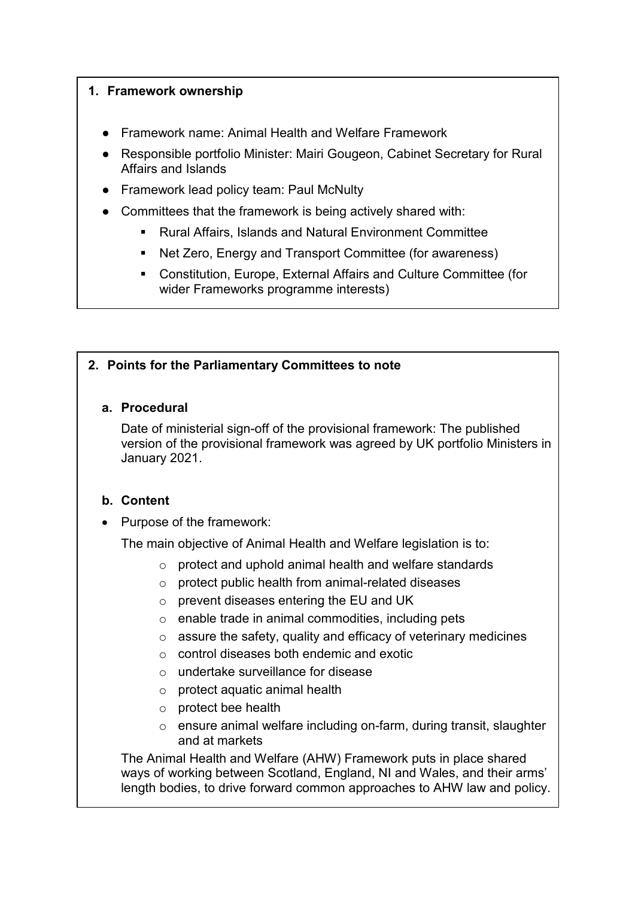## 1. Framework ownership

- Framework name: Animal Health and Welfare Framework
- Responsible portfolio Minister: Mairi Gougeon, Cabinet Secretary for Rural Affairs and Islands
- Framework lead policy team: Paul McNulty
- Committees that the framework is being actively shared with:
  - Rural Affairs, Islands and Natural Environment Committee
  - Net Zero, Energy and Transport Committee (for awareness)
  - Constitution, Europe, External Affairs and Culture Committee (for wider Frameworks programme interests)

## 2. Points for the Parliamentary Committees to note

### a. Procedural

Date of ministerial sign-off of the provisional framework: The published version of the provisional framework was agreed by UK portfolio Ministers in January 2021.

### b. Content

- Purpose of the framework:

  The main objective of Animal Health and Welfare legislation is to:

  - protect and uphold animal health and welfare standards
  - protect public health from animal-related diseases
  - prevent diseases entering the EU and UK
  - enable trade in animal commodities, including pets
  - assure the safety, quality and efficacy of veterinary medicines
  - control diseases both endemic and exotic
  - undertake surveillance for disease
  - protect aquatic animal health
  - protect bee health
  - ensure animal welfare including on-farm, during transit, slaughter and at markets

  The Animal Health and Welfare (AHW) Framework puts in place shared ways of working between Scotland, England, NI and Wales, and their arms' length bodies, to drive forward common approaches to AHW law and policy.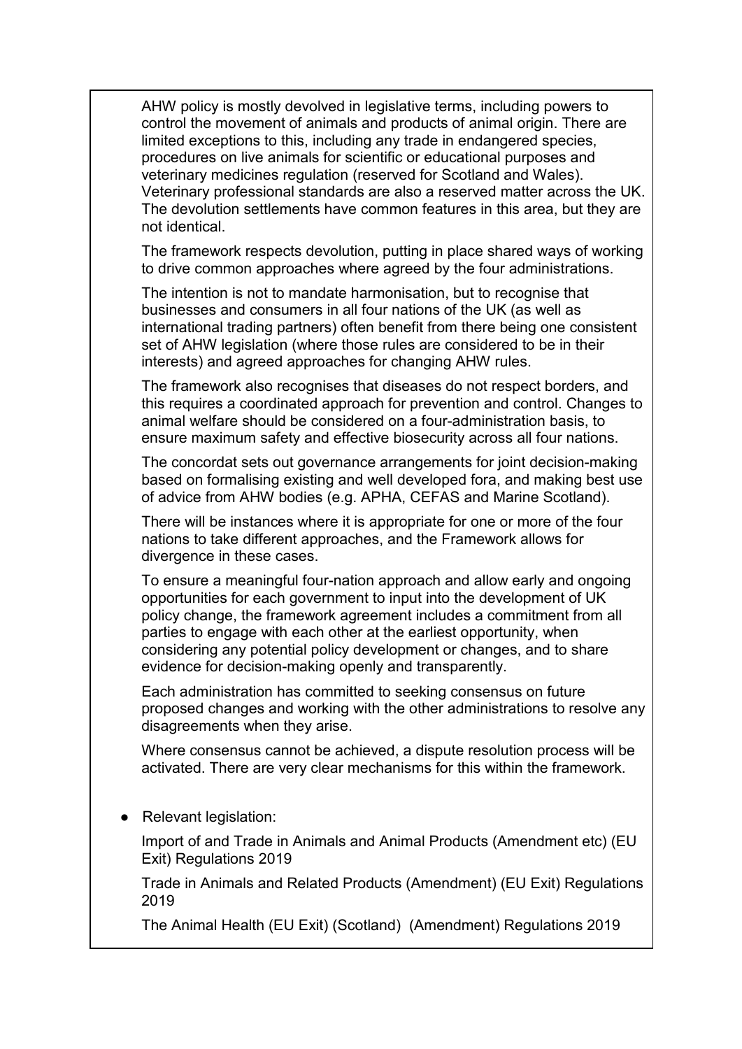AHW policy is mostly devolved in legislative terms, including powers to control the movement of animals and products of animal origin. There are limited exceptions to this, including any trade in endangered species, procedures on live animals for scientific or educational purposes and veterinary medicines regulation (reserved for Scotland and Wales). Veterinary professional standards are also a reserved matter across the UK. The devolution settlements have common features in this area, but they are not identical.

The framework respects devolution, putting in place shared ways of working to drive common approaches where agreed by the four administrations.

The intention is not to mandate harmonisation, but to recognise that businesses and consumers in all four nations of the UK (as well as international trading partners) often benefit from there being one consistent set of AHW legislation (where those rules are considered to be in their interests) and agreed approaches for changing AHW rules.

The framework also recognises that diseases do not respect borders, and this requires a coordinated approach for prevention and control. Changes to animal welfare should be considered on a four-administration basis, to ensure maximum safety and effective biosecurity across all four nations.

The concordat sets out governance arrangements for joint decision-making based on formalising existing and well developed fora, and making best use of advice from AHW bodies (e.g. APHA, CEFAS and Marine Scotland).

There will be instances where it is appropriate for one or more of the four nations to take different approaches, and the Framework allows for divergence in these cases.

To ensure a meaningful four-nation approach and allow early and ongoing opportunities for each government to input into the development of UK policy change, the framework agreement includes a commitment from all parties to engage with each other at the earliest opportunity, when considering any potential policy development or changes, and to share evidence for decision-making openly and transparently.

Each administration has committed to seeking consensus on future proposed changes and working with the other administrations to resolve any disagreements when they arise.

Where consensus cannot be achieved, a dispute resolution process will be activated. There are very clear mechanisms for this within the framework.

- Relevant legislation:

  Import of and Trade in Animals and Animal Products (Amendment etc) (EU Exit) Regulations 2019

  Trade in Animals and Related Products (Amendment) (EU Exit) Regulations 2019

  The Animal Health (EU Exit) (Scotland) (Amendment) Regulations 2019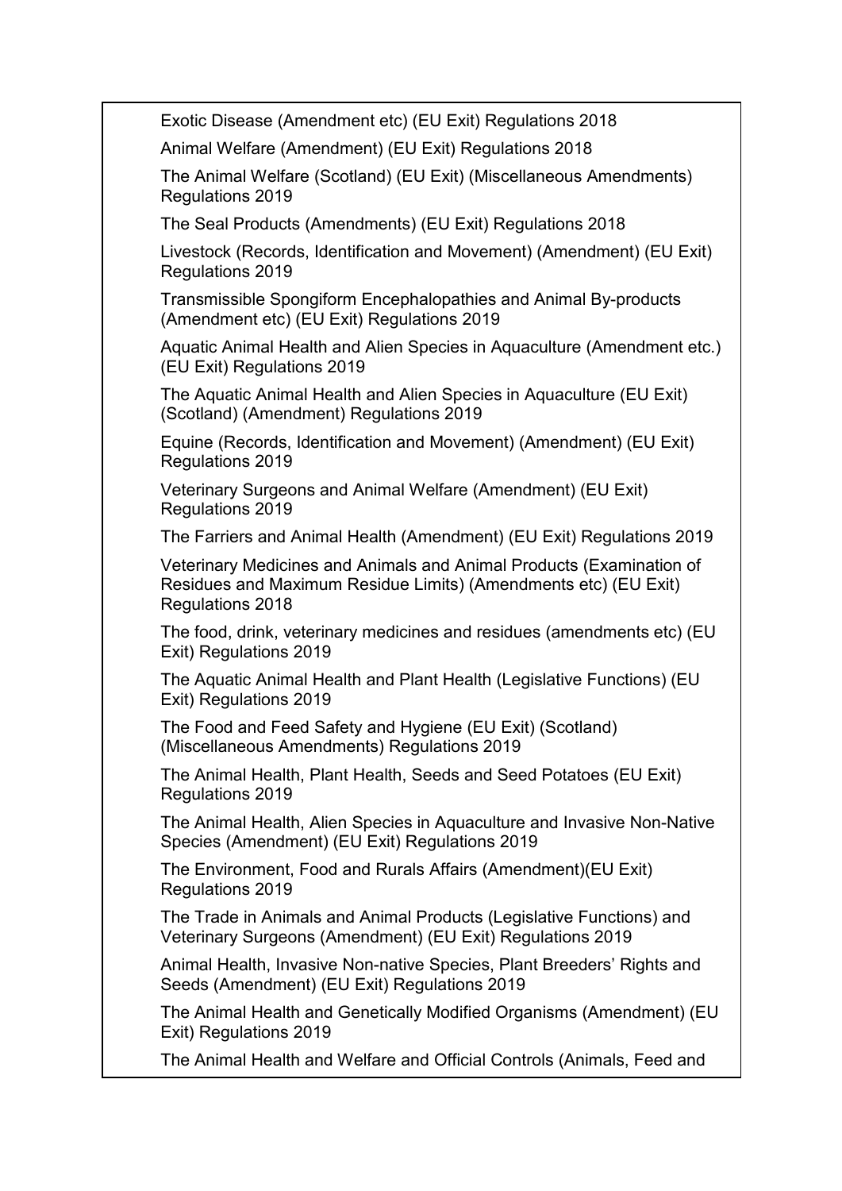Exotic Disease (Amendment etc) (EU Exit) Regulations 2018

Animal Welfare (Amendment) (EU Exit) Regulations 2018

The Animal Welfare (Scotland) (EU Exit) (Miscellaneous Amendments) Regulations 2019

The Seal Products (Amendments) (EU Exit) Regulations 2018

Livestock (Records, Identification and Movement) (Amendment) (EU Exit) Regulations 2019

Transmissible Spongiform Encephalopathies and Animal By-products (Amendment etc) (EU Exit) Regulations 2019

Aquatic Animal Health and Alien Species in Aquaculture (Amendment etc.) (EU Exit) Regulations 2019

The Aquatic Animal Health and Alien Species in Aquaculture (EU Exit) (Scotland) (Amendment) Regulations 2019

Equine (Records, Identification and Movement) (Amendment) (EU Exit) Regulations 2019

Veterinary Surgeons and Animal Welfare (Amendment) (EU Exit) Regulations 2019

The Farriers and Animal Health (Amendment) (EU Exit) Regulations 2019

Veterinary Medicines and Animals and Animal Products (Examination of Residues and Maximum Residue Limits) (Amendments etc) (EU Exit) Regulations 2018

The food, drink, veterinary medicines and residues (amendments etc) (EU Exit) Regulations 2019

The Aquatic Animal Health and Plant Health (Legislative Functions) (EU Exit) Regulations 2019

The Food and Feed Safety and Hygiene (EU Exit) (Scotland) (Miscellaneous Amendments) Regulations 2019

The Animal Health, Plant Health, Seeds and Seed Potatoes (EU Exit) Regulations 2019

The Animal Health, Alien Species in Aquaculture and Invasive Non-Native Species (Amendment) (EU Exit) Regulations 2019

The Environment, Food and Rurals Affairs (Amendment)(EU Exit) Regulations 2019

The Trade in Animals and Animal Products (Legislative Functions) and Veterinary Surgeons (Amendment) (EU Exit) Regulations 2019

Animal Health, Invasive Non-native Species, Plant Breeders' Rights and Seeds (Amendment) (EU Exit) Regulations 2019

The Animal Health and Genetically Modified Organisms (Amendment) (EU Exit) Regulations 2019

The Animal Health and Welfare and Official Controls (Animals, Feed and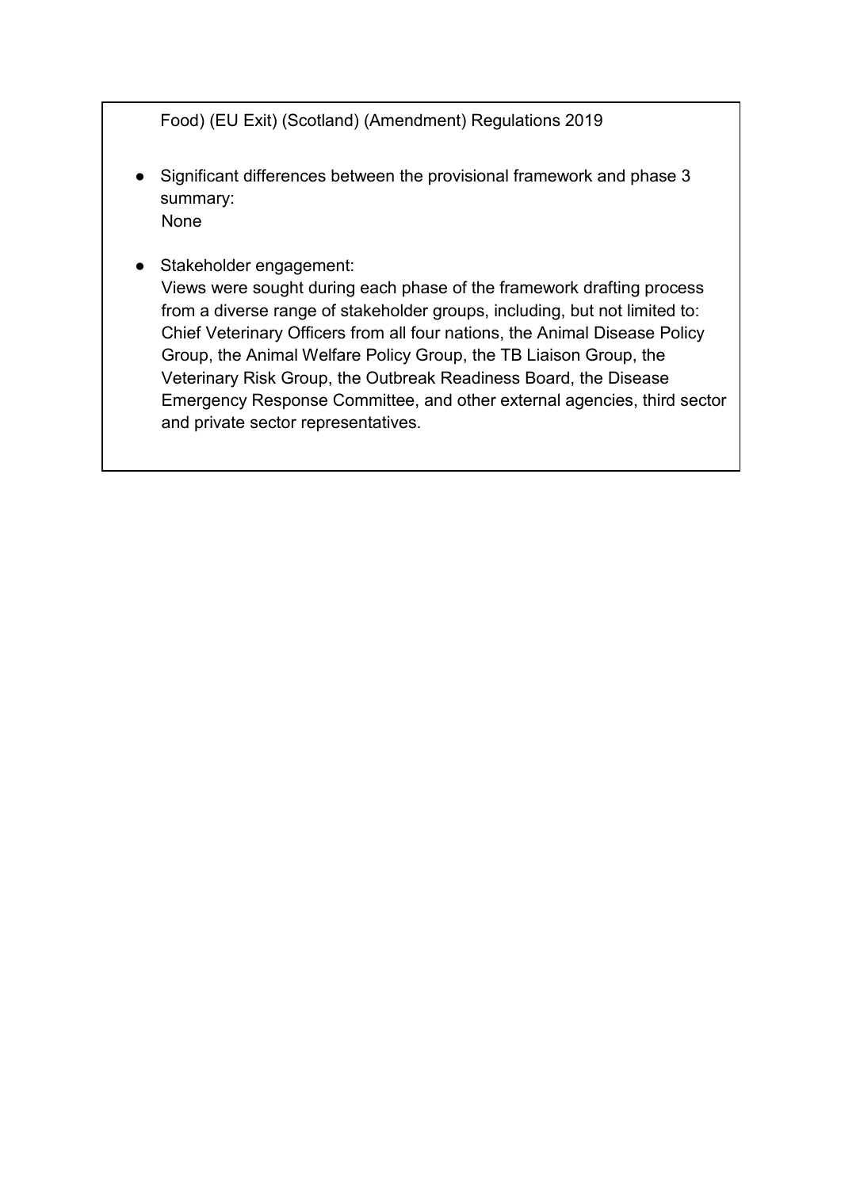Food) (EU Exit) (Scotland) (Amendment) Regulations 2019

- Significant differences between the provisional framework and phase 3 summary:
  None

- Stakeholder engagement:
  Views were sought during each phase of the framework drafting process from a diverse range of stakeholder groups, including, but not limited to: Chief Veterinary Officers from all four nations, the Animal Disease Policy Group, the Animal Welfare Policy Group, the TB Liaison Group, the Veterinary Risk Group, the Outbreak Readiness Board, the Disease Emergency Response Committee, and other external agencies, third sector and private sector representatives.